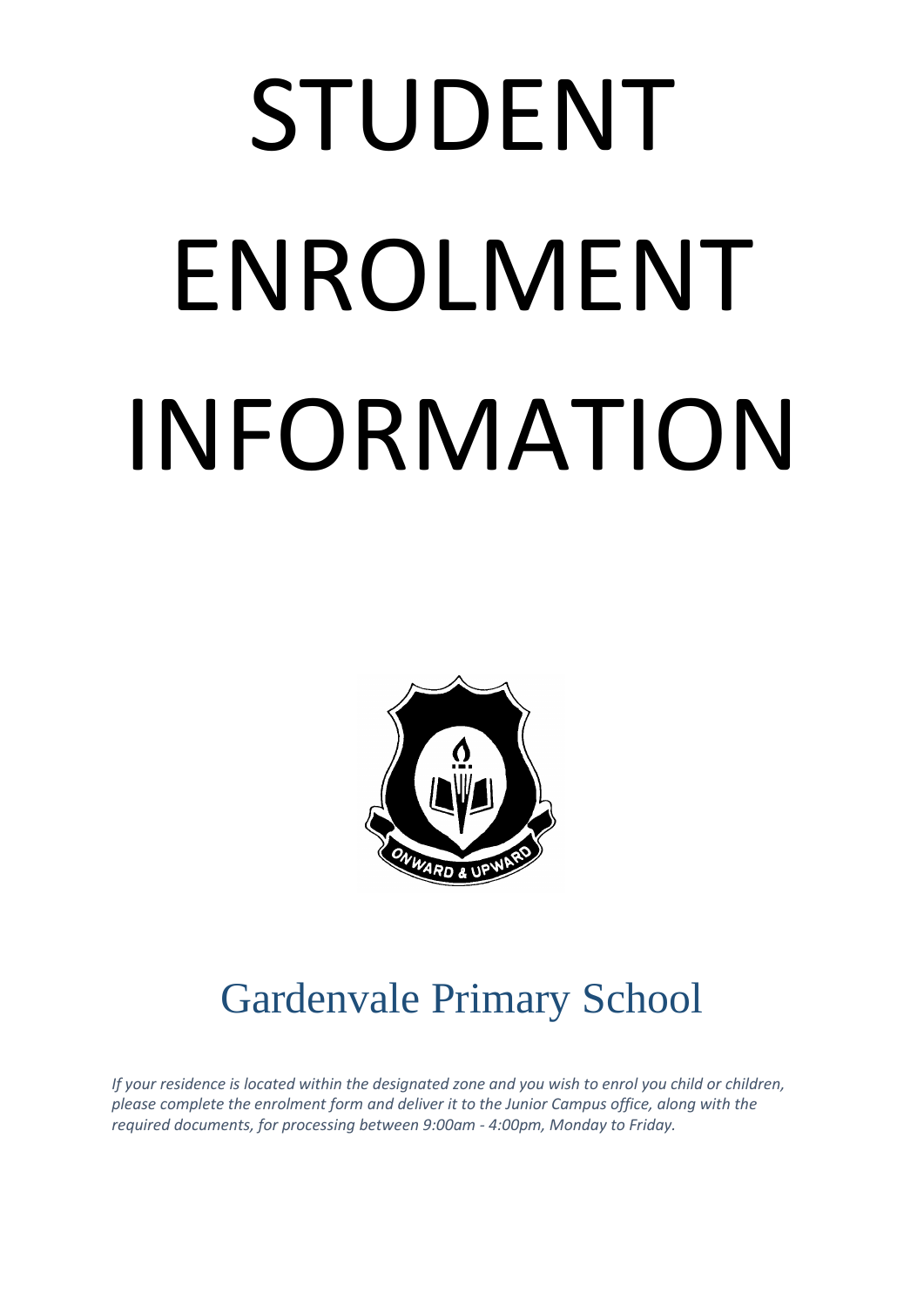# STUDENT ENROLMENT INFORMATION

ONWARD & UPWARD

## Gardenvale Primary School

*If your residence is located within the designated zone and you wish to enrol you child or children, please complete the enrolment form and deliver it to the Junior Campus office, along with the required documents, for processing between 9:00am - 4:00pm, Monday to Friday.*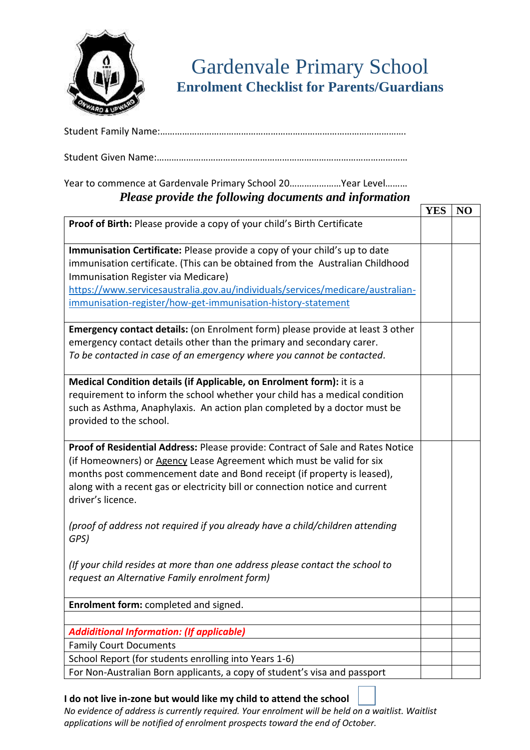# Gardenvale Primary School

## Enrolment Checklist for Parents/Guardians

Student Family Name:………………………………………………………………………………………

Student Given Name:…………………………………………………………………………………………

Year to commence at Gardenvale Primary School 20…………………Year Level………

***Please provide the following documents and information***

| | YES | NO |
|---|---|---|
| **Proof of Birth:** Please provide a copy of your child's Birth Certificate | | |
| **Immunisation Certificate:** Please provide a copy of your child's up to date immunisation certificate. (This can be obtained from the Australian Childhood Immunisation Register via Medicare) https://www.servicesaustralia.gov.au/individuals/services/medicare/australian-immunisation-register/how-get-immunisation-history-statement | | |
| **Emergency contact details:** (on Enrolment form) please provide at least 3 other emergency contact details other than the primary and secondary carer. *To be contacted in case of an emergency where you cannot be contacted.* | | |
| **Medical Condition details (if Applicable, on Enrolment form):** it is a requirement to inform the school whether your child has a medical condition such as Asthma, Anaphylaxis. An action plan completed by a doctor must be provided to the school. | | |
| **Proof of Residential Address:** Please provide: Contract of Sale and Rates Notice (if Homeowners) or Agency Lease Agreement which must be valid for six months post commencement date and Bond receipt (if property is leased), along with a recent gas or electricity bill or connection notice and current driver's licence. *(proof of address not required if you already have a child/children attending GPS)* *(If your child resides at more than one address please contact the school to request an Alternative Family enrolment form)* | | |
| **Enrolment form:** completed and signed. | | |
| | | |
| ***Addiditional Information: (If applicable)*** | | |
| Family Court Documents | | |
| School Report (for students enrolling into Years 1-6) | | |
| For Non-Australian Born applicants, a copy of student's visa and passport | | |

**I do not live in-zone but would like my child to attend the school** ☐

*No evidence of address is currently required. Your enrolment will be held on a waitlist. Waitlist applications will be notified of enrolment prospects toward the end of October.*